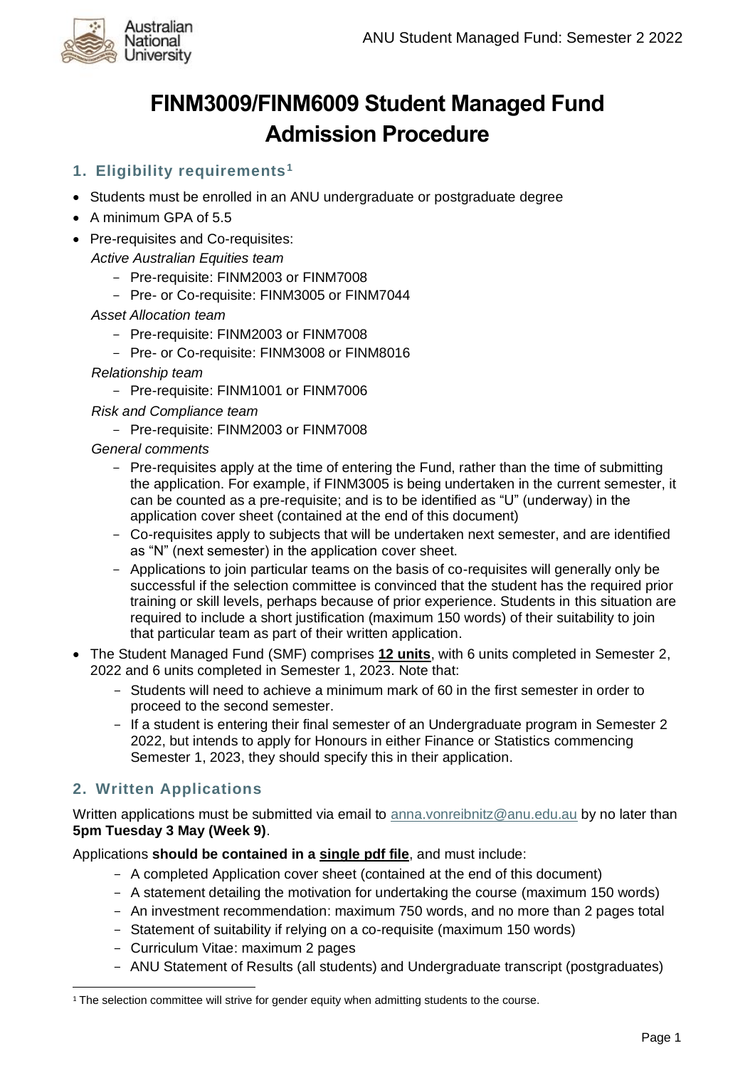# FINM3009/FINM6009 Student Managed Fund Admission Procedure

## 1. Eligibility requirements[1]

- Students must be enrolled in an ANU undergraduate or postgraduate degree
- A minimum GPA of 5.5
- Pre-requisites and Co-requisites:

  *Active Australian Equities team*
  - Pre-requisite: FINM2003 or FINM7008
  - Pre- or Co-requisite: FINM3005 or FINM7044

  *Asset Allocation team*
  - Pre-requisite: FINM2003 or FINM7008
  - Pre- or Co-requisite: FINM3008 or FINM8016

  *Relationship team*
  - Pre-requisite: FINM1001 or FINM7006

  *Risk and Compliance team*
  - Pre-requisite: FINM2003 or FINM7008

  *General comments*
  - Pre-requisites apply at the time of entering the Fund, rather than the time of submitting the application. For example, if FINM3005 is being undertaken in the current semester, it can be counted as a pre-requisite; and is to be identified as "U" (underway) in the application cover sheet (contained at the end of this document)
  - Co-requisites apply to subjects that will be undertaken next semester, and are identified as "N" (next semester) in the application cover sheet.
  - Applications to join particular teams on the basis of co-requisites will generally only be successful if the selection committee is convinced that the student has the required prior training or skill levels, perhaps because of prior experience. Students in this situation are required to include a short justification (maximum 150 words) of their suitability to join that particular team as part of their written application.
- The Student Managed Fund (SMF) comprises **12 units**, with 6 units completed in Semester 2, 2022 and 6 units completed in Semester 1, 2023. Note that:
  - Students will need to achieve a minimum mark of 60 in the first semester in order to proceed to the second semester.
  - If a student is entering their final semester of an Undergraduate program in Semester 2 2022, but intends to apply for Honours in either Finance or Statistics commencing Semester 1, 2023, they should specify this in their application.

## 2. Written Applications

Written applications must be submitted via email to anna.vonreibnitz@anu.edu.au by no later than **5pm Tuesday 3 May (Week 9)**.

Applications **should be contained in a single pdf file**, and must include:

- A completed Application cover sheet (contained at the end of this document)
- A statement detailing the motivation for undertaking the course (maximum 150 words)
- An investment recommendation: maximum 750 words, and no more than 2 pages total
- Statement of suitability if relying on a co-requisite (maximum 150 words)
- Curriculum Vitae: maximum 2 pages
- ANU Statement of Results (all students) and Undergraduate transcript (postgraduates)

[1] The selection committee will strive for gender equity when admitting students to the course.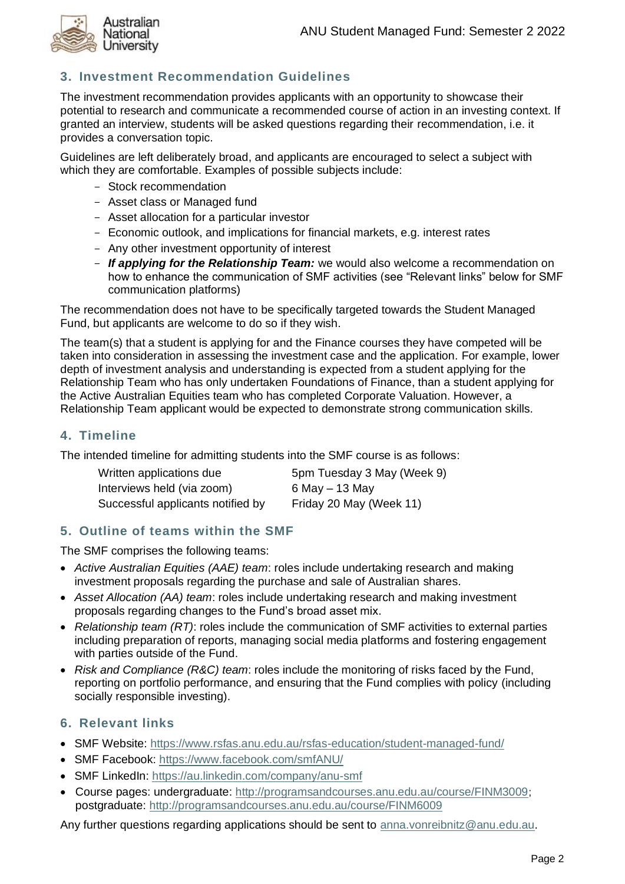## 3. Investment Recommendation Guidelines

The investment recommendation provides applicants with an opportunity to showcase their potential to research and communicate a recommended course of action in an investing context. If granted an interview, students will be asked questions regarding their recommendation, i.e. it provides a conversation topic.

Guidelines are left deliberately broad, and applicants are encouraged to select a subject with which they are comfortable. Examples of possible subjects include:

- Stock recommendation
- Asset class or Managed fund
- Asset allocation for a particular investor
- Economic outlook, and implications for financial markets, e.g. interest rates
- Any other investment opportunity of interest
- ***If applying for the Relationship Team:*** we would also welcome a recommendation on how to enhance the communication of SMF activities (see "Relevant links" below for SMF communication platforms)

The recommendation does not have to be specifically targeted towards the Student Managed Fund, but applicants are welcome to do so if they wish.

The team(s) that a student is applying for and the Finance courses they have competed will be taken into consideration in assessing the investment case and the application. For example, lower depth of investment analysis and understanding is expected from a student applying for the Relationship Team who has only undertaken Foundations of Finance, than a student applying for the Active Australian Equities team who has completed Corporate Valuation. However, a Relationship Team applicant would be expected to demonstrate strong communication skills.

## 4. Timeline

The intended timeline for admitting students into the SMF course is as follows:

| | |
|---|---|
| Written applications due | 5pm Tuesday 3 May (Week 9) |
| Interviews held (via zoom) | 6 May – 13 May |
| Successful applicants notified by | Friday 20 May (Week 11) |

## 5. Outline of teams within the SMF

The SMF comprises the following teams:

- *Active Australian Equities (AAE) team*: roles include undertaking research and making investment proposals regarding the purchase and sale of Australian shares.
- *Asset Allocation (AA) team*: roles include undertaking research and making investment proposals regarding changes to the Fund's broad asset mix.
- *Relationship team (RT)*: roles include the communication of SMF activities to external parties including preparation of reports, managing social media platforms and fostering engagement with parties outside of the Fund.
- *Risk and Compliance (R&C) team*: roles include the monitoring of risks faced by the Fund, reporting on portfolio performance, and ensuring that the Fund complies with policy (including socially responsible investing).

## 6. Relevant links

- SMF Website: https://www.rsfas.anu.edu.au/rsfas-education/student-managed-fund/
- SMF Facebook: https://www.facebook.com/smfANU/
- SMF LinkedIn: https://au.linkedin.com/company/anu-smf
- Course pages: undergraduate: http://programsandcourses.anu.edu.au/course/FINM3009; postgraduate: http://programsandcourses.anu.edu.au/course/FINM6009

Any further questions regarding applications should be sent to anna.vonreibnitz@anu.edu.au.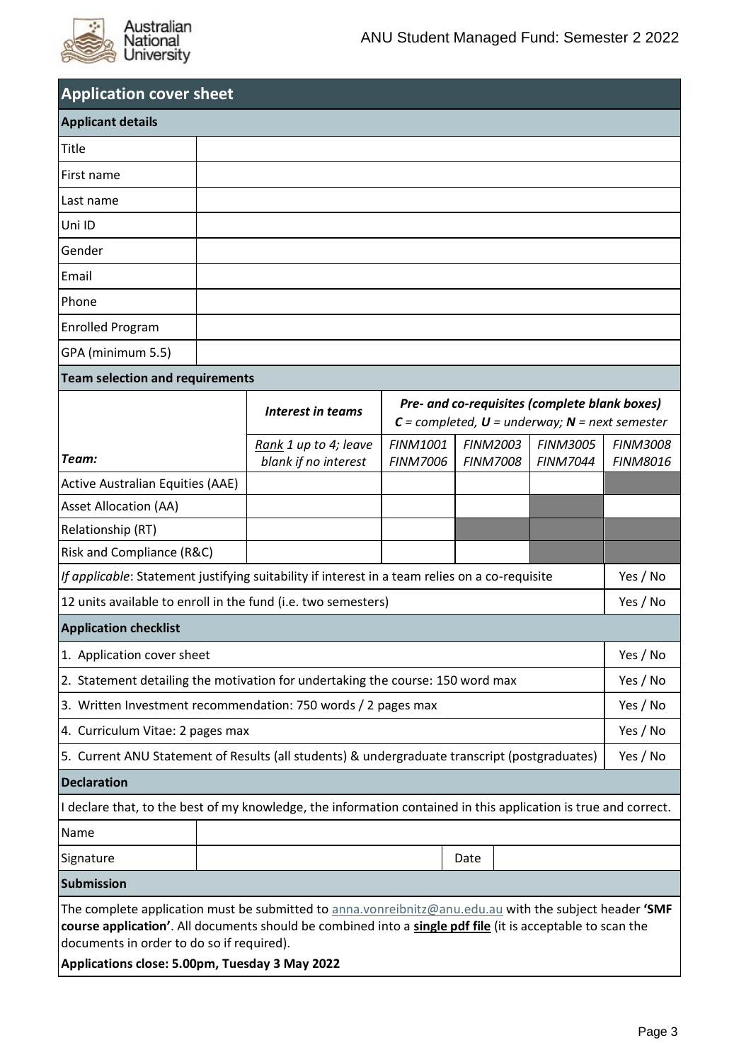## Application cover sheet

### Applicant details

| | |
|---|---|
| Title | |
| First name | |
| Last name | |
| Uni ID | |
| Gender | |
| Email | |
| Phone | |
| Enrolled Program | |
| GPA (minimum 5.5) | |

### Team selection and requirements

| | *Interest in teams* | *Pre- and co-requisites (complete blank boxes)* ***C*** *= completed,* ***U*** *= underway;* ***N*** *= next semester* | | | |
|---|---|---|---|---|---|
| ***Team:*** | *Rank 1 up to 4; leave blank if no interest* | *FINM1001 FINM7006* | *FINM2003 FINM7008* | *FINM3005 FINM7044* | *FINM3008 FINM8016* |
| Active Australian Equities (AAE) | | | | | |
| Asset Allocation (AA) | | | | | |
| Relationship (RT) | | | | | |
| Risk and Compliance (R&C) | | | | | |

| | |
|---|---|
| *If applicable*: Statement justifying suitability if interest in a team relies on a co-requisite | Yes / No |
| 12 units available to enroll in the fund (i.e. two semesters) | Yes / No |

### Application checklist

| | |
|---|---|
| 1. Application cover sheet | Yes / No |
| 2. Statement detailing the motivation for undertaking the course: 150 word max | Yes / No |
| 3. Written Investment recommendation: 750 words / 2 pages max | Yes / No |
| 4. Curriculum Vitae: 2 pages max | Yes / No |
| 5. Current ANU Statement of Results (all students) & undergraduate transcript (postgraduates) | Yes / No |

### Declaration

I declare that, to the best of my knowledge, the information contained in this application is true and correct.

| | | | |
|---|---|---|---|
| Name | | | |
| Signature | | Date | |

### Submission

The complete application must be submitted to anna.vonreibnitz@anu.edu.au with the subject header **'SMF course application'**. All documents should be combined into a **single pdf file** (it is acceptable to scan the documents in order to do so if required).

**Applications close: 5.00pm, Tuesday 3 May 2022**